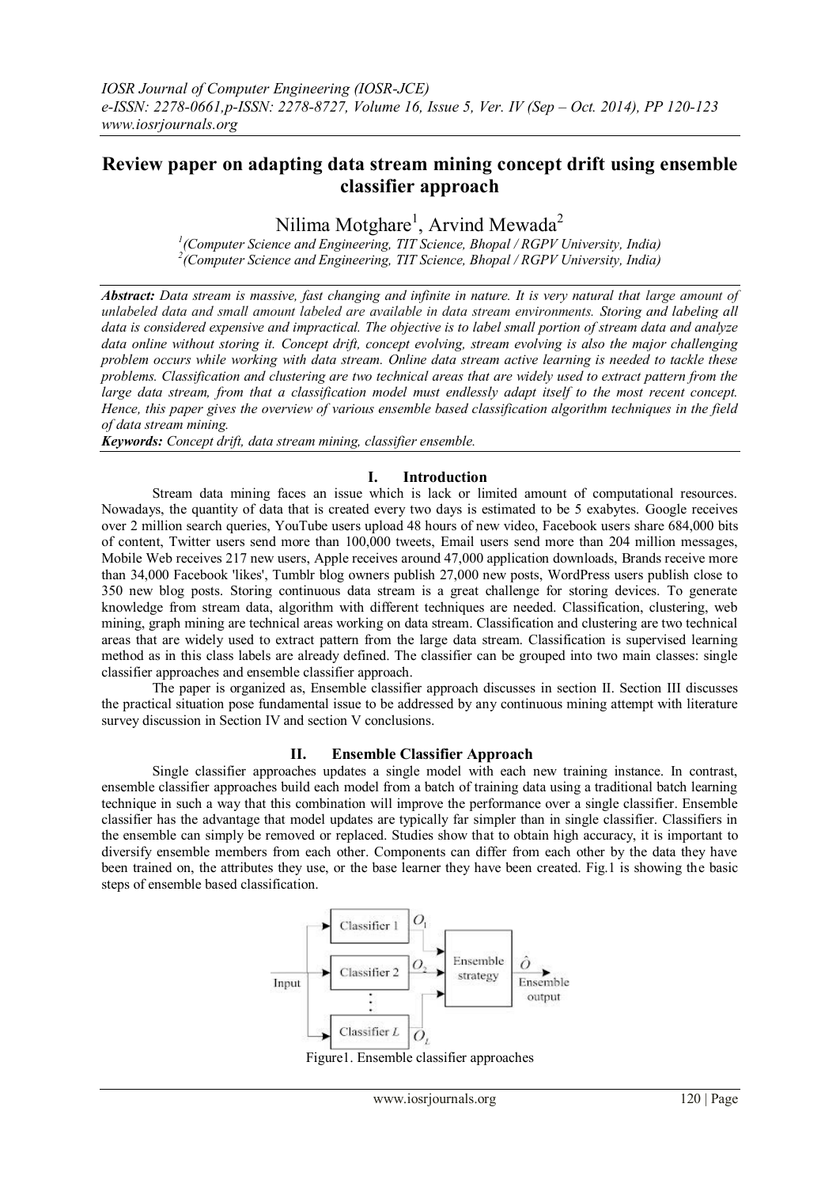# Review paper on adapting data stream mining concept drift using ensemble classifier approach

Nilima Motghare[1], Arvind Mewada[2]

[1](Computer Science and Engineering, TIT Science, Bhopal / RGPV University, India)
[2](Computer Science and Engineering, TIT Science, Bhopal / RGPV University, India)

***Abstract:*** *Data stream is massive, fast changing and infinite in nature. It is very natural that large amount of unlabeled data and small amount labeled are available in data stream environments. Storing and labeling all data is considered expensive and impractical. The objective is to label small portion of stream data and analyze data online without storing it. Concept drift, concept evolving, stream evolving is also the major challenging problem occurs while working with data stream. Online data stream active learning is needed to tackle these problems. Classification and clustering are two technical areas that are widely used to extract pattern from the large data stream, from that a classification model must endlessly adapt itself to the most recent concept. Hence, this paper gives the overview of various ensemble based classification algorithm techniques in the field of data stream mining.*

***Keywords:*** *Concept drift, data stream mining, classifier ensemble.*

## I. Introduction

Stream data mining faces an issue which is lack or limited amount of computational resources. Nowadays, the quantity of data that is created every two days is estimated to be 5 exabytes. Google receives over 2 million search queries, YouTube users upload 48 hours of new video, Facebook users share 684,000 bits of content, Twitter users send more than 100,000 tweets, Email users send more than 204 million messages, Mobile Web receives 217 new users, Apple receives around 47,000 application downloads, Brands receive more than 34,000 Facebook 'likes', Tumblr blog owners publish 27,000 new posts, WordPress users publish close to 350 new blog posts. Storing continuous data stream is a great challenge for storing devices. To generate knowledge from stream data, algorithm with different techniques are needed. Classification, clustering, web mining, graph mining are technical areas working on data stream. Classification and clustering are two technical areas that are widely used to extract pattern from the large data stream. Classification is supervised learning method as in this class labels are already defined. The classifier can be grouped into two main classes: single classifier approaches and ensemble classifier approach.

The paper is organized as, Ensemble classifier approach discusses in section II. Section III discusses the practical situation pose fundamental issue to be addressed by any continuous mining attempt with literature survey discussion in Section IV and section V conclusions.

## II. Ensemble Classifier Approach

Single classifier approaches updates a single model with each new training instance. In contrast, ensemble classifier approaches build each model from a batch of training data using a traditional batch learning technique in such a way that this combination will improve the performance over a single classifier. Ensemble classifier has the advantage that model updates are typically far simpler than in single classifier. Classifiers in the ensemble can simply be removed or replaced. Studies show that to obtain high accuracy, it is important to diversify ensemble members from each other. Components can differ from each other by the data they have been trained on, the attributes they use, or the base learner they have been created. Fig.1 is showing the basic steps of ensemble based classification.

Figure1. Ensemble classifier approaches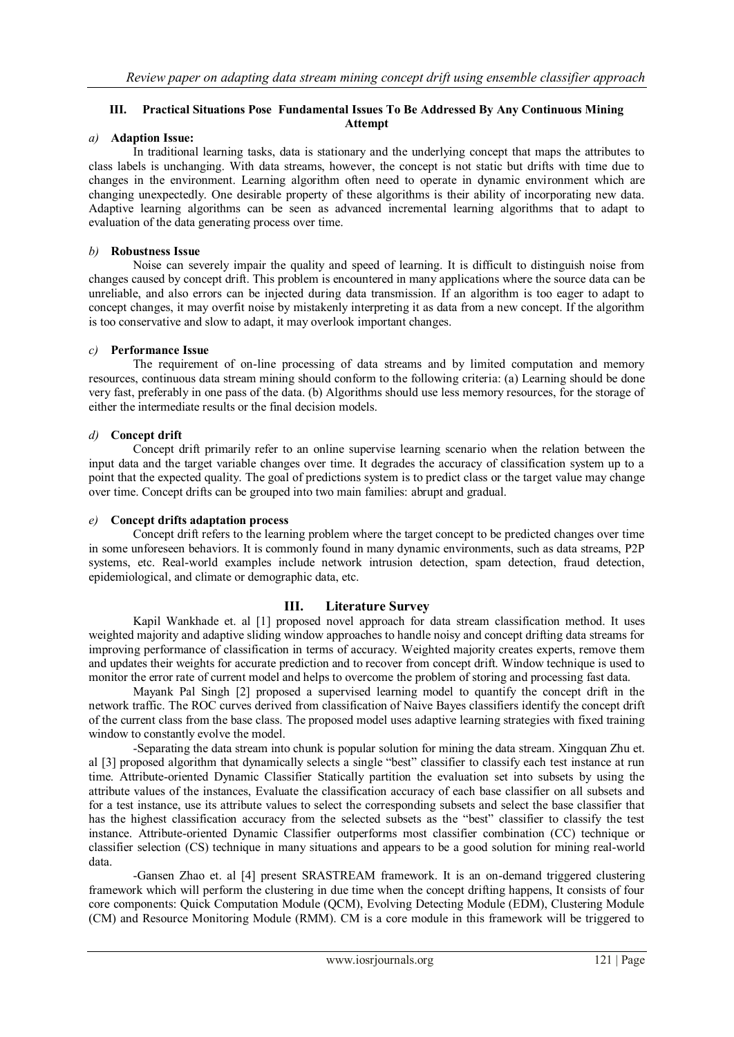## III. Practical Situations Pose Fundamental Issues To Be Addressed By Any Continuous Mining Attempt

*a)* **Adaption Issue:**

In traditional learning tasks, data is stationary and the underlying concept that maps the attributes to class labels is unchanging. With data streams, however, the concept is not static but drifts with time due to changes in the environment. Learning algorithm often need to operate in dynamic environment which are changing unexpectedly. One desirable property of these algorithms is their ability of incorporating new data. Adaptive learning algorithms can be seen as advanced incremental learning algorithms that to adapt to evaluation of the data generating process over time.

*b)* **Robustness Issue**

Noise can severely impair the quality and speed of learning. It is difficult to distinguish noise from changes caused by concept drift. This problem is encountered in many applications where the source data can be unreliable, and also errors can be injected during data transmission. If an algorithm is too eager to adapt to concept changes, it may overfit noise by mistakenly interpreting it as data from a new concept. If the algorithm is too conservative and slow to adapt, it may overlook important changes.

*c)* **Performance Issue**

The requirement of on-line processing of data streams and by limited computation and memory resources, continuous data stream mining should conform to the following criteria: (a) Learning should be done very fast, preferably in one pass of the data. (b) Algorithms should use less memory resources, for the storage of either the intermediate results or the final decision models.

*d)* **Concept drift**

Concept drift primarily refer to an online supervise learning scenario when the relation between the input data and the target variable changes over time. It degrades the accuracy of classification system up to a point that the expected quality. The goal of predictions system is to predict class or the target value may change over time. Concept drifts can be grouped into two main families: abrupt and gradual.

*e)* **Concept drifts adaptation process**

Concept drift refers to the learning problem where the target concept to be predicted changes over time in some unforeseen behaviors. It is commonly found in many dynamic environments, such as data streams, P2P systems, etc. Real-world examples include network intrusion detection, spam detection, fraud detection, epidemiological, and climate or demographic data, etc.

## III. Literature Survey

Kapil Wankhade et. al [1] proposed novel approach for data stream classification method. It uses weighted majority and adaptive sliding window approaches to handle noisy and concept drifting data streams for improving performance of classification in terms of accuracy. Weighted majority creates experts, remove them and updates their weights for accurate prediction and to recover from concept drift. Window technique is used to monitor the error rate of current model and helps to overcome the problem of storing and processing fast data.

Mayank Pal Singh [2] proposed a supervised learning model to quantify the concept drift in the network traffic. The ROC curves derived from classification of Naive Bayes classifiers identify the concept drift of the current class from the base class. The proposed model uses adaptive learning strategies with fixed training window to constantly evolve the model.

-Separating the data stream into chunk is popular solution for mining the data stream. Xingquan Zhu et. al [3] proposed algorithm that dynamically selects a single "best" classifier to classify each test instance at run time. Attribute-oriented Dynamic Classifier Statically partition the evaluation set into subsets by using the attribute values of the instances, Evaluate the classification accuracy of each base classifier on all subsets and for a test instance, use its attribute values to select the corresponding subsets and select the base classifier that has the highest classification accuracy from the selected subsets as the "best" classifier to classify the test instance. Attribute-oriented Dynamic Classifier outperforms most classifier combination (CC) technique or classifier selection (CS) technique in many situations and appears to be a good solution for mining real-world data.

-Gansen Zhao et. al [4] present SRASTREAM framework. It is an on-demand triggered clustering framework which will perform the clustering in due time when the concept drifting happens, It consists of four core components: Quick Computation Module (QCM), Evolving Detecting Module (EDM), Clustering Module (CM) and Resource Monitoring Module (RMM). CM is a core module in this framework will be triggered to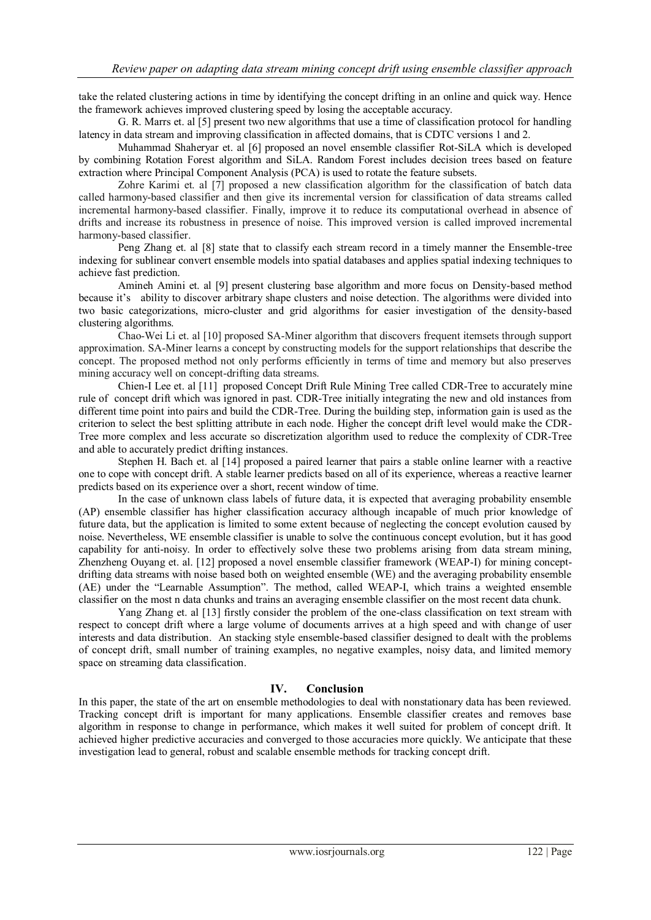take the related clustering actions in time by identifying the concept drifting in an online and quick way. Hence the framework achieves improved clustering speed by losing the acceptable accuracy.

G. R. Marrs et. al [5] present two new algorithms that use a time of classification protocol for handling latency in data stream and improving classification in affected domains, that is CDTC versions 1 and 2.

Muhammad Shaheryar et. al [6] proposed an novel ensemble classifier Rot-SiLA which is developed by combining Rotation Forest algorithm and SiLA. Random Forest includes decision trees based on feature extraction where Principal Component Analysis (PCA) is used to rotate the feature subsets.

Zohre Karimi et. al [7] proposed a new classification algorithm for the classification of batch data called harmony-based classifier and then give its incremental version for classification of data streams called incremental harmony-based classifier. Finally, improve it to reduce its computational overhead in absence of drifts and increase its robustness in presence of noise. This improved version is called improved incremental harmony-based classifier.

Peng Zhang et. al [8] state that to classify each stream record in a timely manner the Ensemble-tree indexing for sublinear convert ensemble models into spatial databases and applies spatial indexing techniques to achieve fast prediction.

Amineh Amini et. al [9] present clustering base algorithm and more focus on Density-based method because it's ability to discover arbitrary shape clusters and noise detection. The algorithms were divided into two basic categorizations, micro-cluster and grid algorithms for easier investigation of the density-based clustering algorithms.

Chao-Wei Li et. al [10] proposed SA-Miner algorithm that discovers frequent itemsets through support approximation. SA-Miner learns a concept by constructing models for the support relationships that describe the concept. The proposed method not only performs efficiently in terms of time and memory but also preserves mining accuracy well on concept-drifting data streams.

Chien-I Lee et. al [11] proposed Concept Drift Rule Mining Tree called CDR-Tree to accurately mine rule of concept drift which was ignored in past. CDR-Tree initially integrating the new and old instances from different time point into pairs and build the CDR-Tree. During the building step, information gain is used as the criterion to select the best splitting attribute in each node. Higher the concept drift level would make the CDR-Tree more complex and less accurate so discretization algorithm used to reduce the complexity of CDR-Tree and able to accurately predict drifting instances.

Stephen H. Bach et. al [14] proposed a paired learner that pairs a stable online learner with a reactive one to cope with concept drift. A stable learner predicts based on all of its experience, whereas a reactive learner predicts based on its experience over a short, recent window of time.

In the case of unknown class labels of future data, it is expected that averaging probability ensemble (AP) ensemble classifier has higher classification accuracy although incapable of much prior knowledge of future data, but the application is limited to some extent because of neglecting the concept evolution caused by noise. Nevertheless, WE ensemble classifier is unable to solve the continuous concept evolution, but it has good capability for anti-noisy. In order to effectively solve these two problems arising from data stream mining, Zhenzheng Ouyang et. al. [12] proposed a novel ensemble classifier framework (WEAP-I) for mining concept-drifting data streams with noise based both on weighted ensemble (WE) and the averaging probability ensemble (AE) under the "Learnable Assumption". The method, called WEAP-I, which trains a weighted ensemble classifier on the most n data chunks and trains an averaging ensemble classifier on the most recent data chunk.

Yang Zhang et. al [13] firstly consider the problem of the one-class classification on text stream with respect to concept drift where a large volume of documents arrives at a high speed and with change of user interests and data distribution. An stacking style ensemble-based classifier designed to dealt with the problems of concept drift, small number of training examples, no negative examples, noisy data, and limited memory space on streaming data classification.

## IV. Conclusion

In this paper, the state of the art on ensemble methodologies to deal with nonstationary data has been reviewed. Tracking concept drift is important for many applications. Ensemble classifier creates and removes base algorithm in response to change in performance, which makes it well suited for problem of concept drift. It achieved higher predictive accuracies and converged to those accuracies more quickly. We anticipate that these investigation lead to general, robust and scalable ensemble methods for tracking concept drift.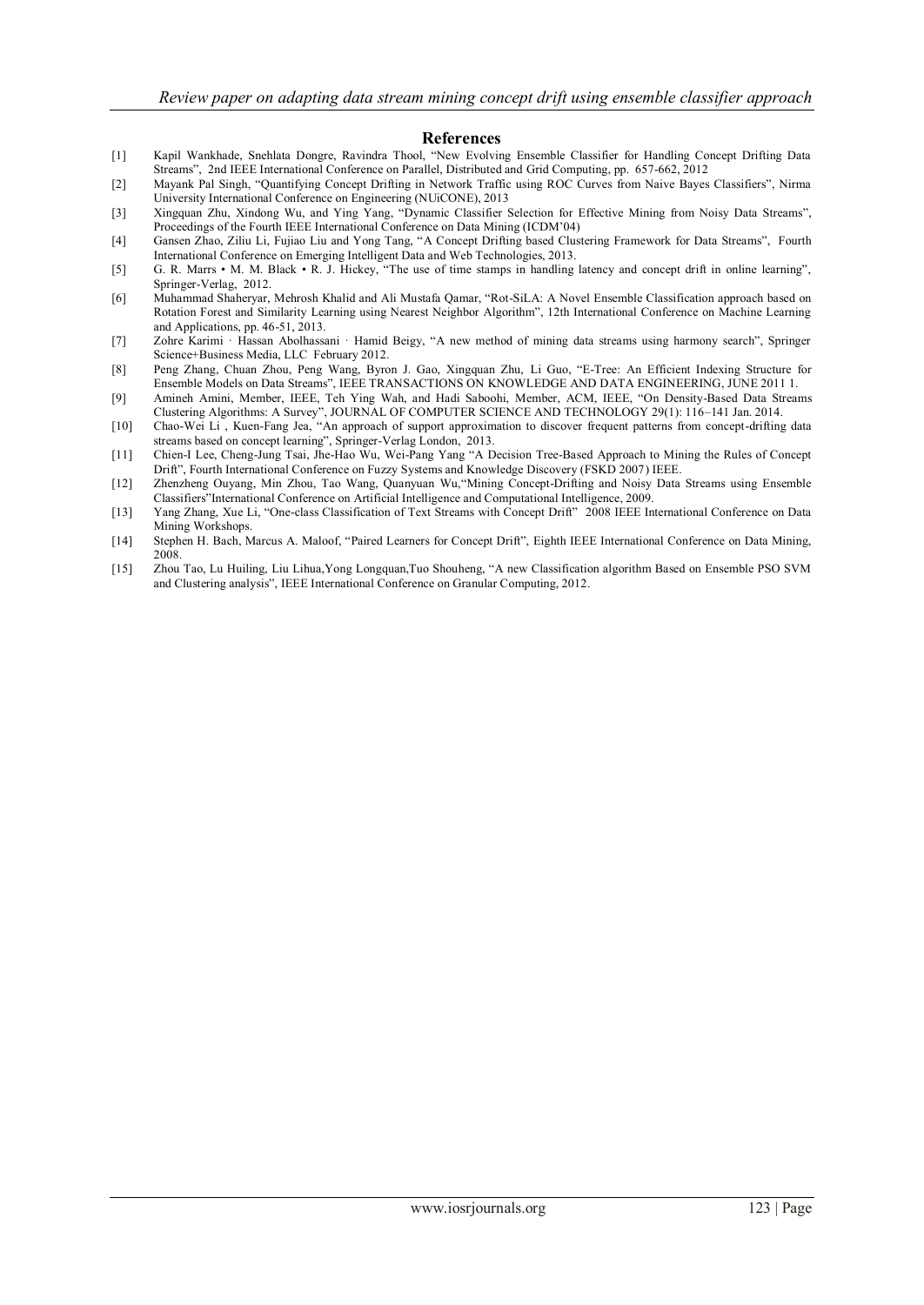## References

[1] Kapil Wankhade, Snehlata Dongre, Ravindra Thool, "New Evolving Ensemble Classifier for Handling Concept Drifting Data Streams", 2nd IEEE International Conference on Parallel, Distributed and Grid Computing, pp. 657-662, 2012

[2] Mayank Pal Singh, "Quantifying Concept Drifting in Network Traffic using ROC Curves from Naive Bayes Classifiers", Nirma University International Conference on Engineering (NUiCONE), 2013

[3] Xingquan Zhu, Xindong Wu, and Ying Yang, "Dynamic Classifier Selection for Effective Mining from Noisy Data Streams", Proceedings of the Fourth IEEE International Conference on Data Mining (ICDM'04)

[4] Gansen Zhao, Ziliu Li, Fujiao Liu and Yong Tang, "A Concept Drifting based Clustering Framework for Data Streams", Fourth International Conference on Emerging Intelligent Data and Web Technologies, 2013.

[5] G. R. Marrs • M. M. Black • R. J. Hickey, "The use of time stamps in handling latency and concept drift in online learning", Springer-Verlag, 2012.

[6] Muhammad Shaheryar, Mehrosh Khalid and Ali Mustafa Qamar, "Rot-SiLA: A Novel Ensemble Classification approach based on Rotation Forest and Similarity Learning using Nearest Neighbor Algorithm", 12th International Conference on Machine Learning and Applications, pp. 46-51, 2013.

[7] Zohre Karimi · Hassan Abolhassani · Hamid Beigy, "A new method of mining data streams using harmony search", Springer Science+Business Media, LLC February 2012.

[8] Peng Zhang, Chuan Zhou, Peng Wang, Byron J. Gao, Xingquan Zhu, Li Guo, "E-Tree: An Efficient Indexing Structure for Ensemble Models on Data Streams", IEEE TRANSACTIONS ON KNOWLEDGE AND DATA ENGINEERING, JUNE 2011 1.

[9] Amineh Amini, Member, IEEE, Teh Ying Wah, and Hadi Saboohi, Member, ACM, IEEE, "On Density-Based Data Streams Clustering Algorithms: A Survey", JOURNAL OF COMPUTER SCIENCE AND TECHNOLOGY 29(1): 116–141 Jan. 2014.

[10] Chao-Wei Li , Kuen-Fang Jea, "An approach of support approximation to discover frequent patterns from concept-drifting data streams based on concept learning", Springer-Verlag London, 2013.

[11] Chien-I Lee, Cheng-Jung Tsai, Jhe-Hao Wu, Wei-Pang Yang "A Decision Tree-Based Approach to Mining the Rules of Concept Drift", Fourth International Conference on Fuzzy Systems and Knowledge Discovery (FSKD 2007) IEEE.

[12] Zhenzheng Ouyang, Min Zhou, Tao Wang, Quanyuan Wu,"Mining Concept-Drifting and Noisy Data Streams using Ensemble Classifiers"International Conference on Artificial Intelligence and Computational Intelligence, 2009.

[13] Yang Zhang, Xue Li, "One-class Classification of Text Streams with Concept Drift" 2008 IEEE International Conference on Data Mining Workshops.

[14] Stephen H. Bach, Marcus A. Maloof, "Paired Learners for Concept Drift", Eighth IEEE International Conference on Data Mining, 2008.

[15] Zhou Tao, Lu Huiling, Liu Lihua,Yong Longquan,Tuo Shouheng, "A new Classification algorithm Based on Ensemble PSO SVM and Clustering analysis", IEEE International Conference on Granular Computing, 2012.